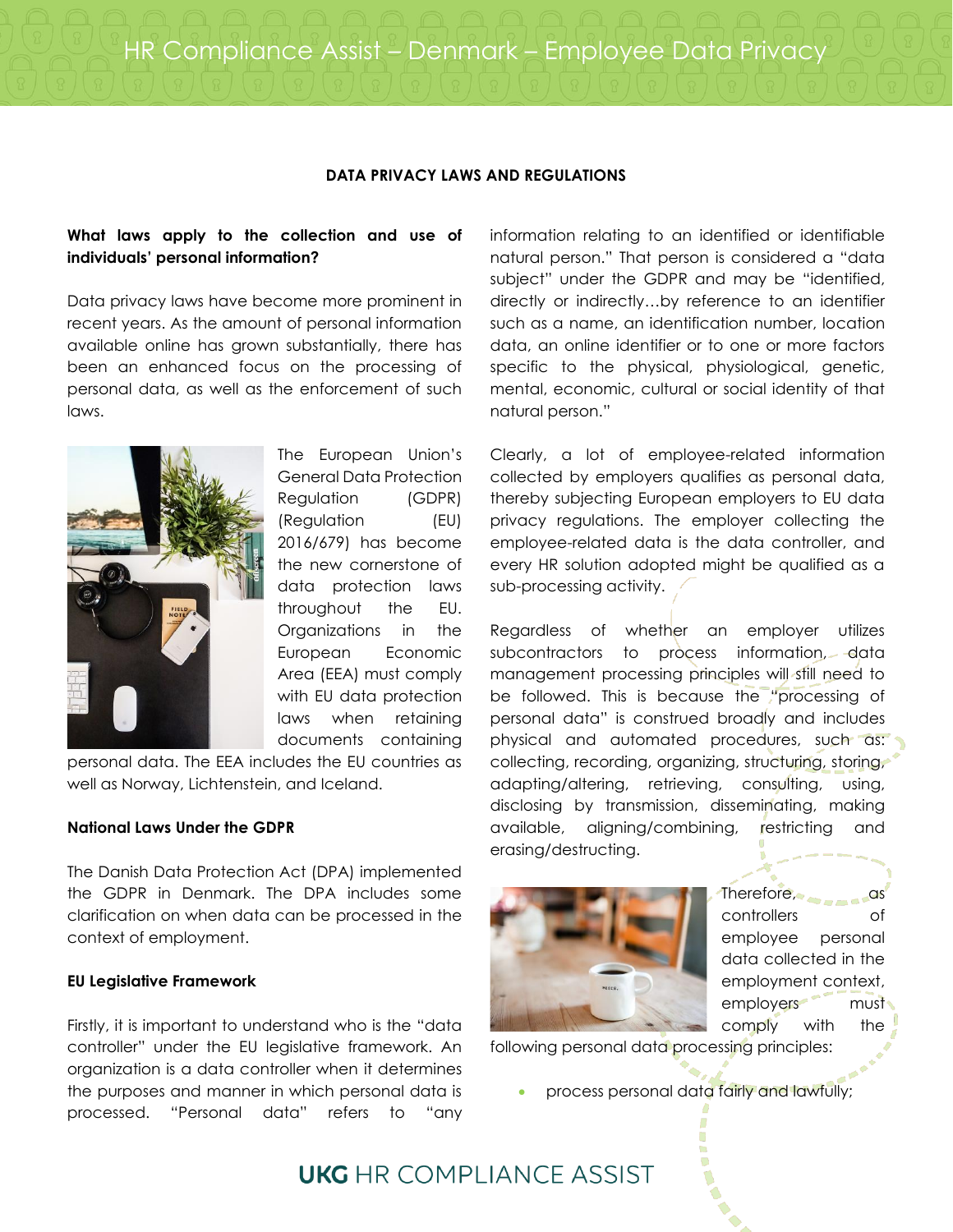# HR Compliance Assist – Denmark – Employee Data Privacy

## DATA PRIVACY LAWS AND REGULATIONS

**What laws apply to the collection and use of individuals' personal information?**

Data privacy laws have become more prominent in recent years. As the amount of personal information available online has grown substantially, there has been an enhanced focus on the processing of personal data, as well as the enforcement of such laws.

The European Union's General Data Protection Regulation (GDPR) (Regulation (EU) 2016/679) has become the new cornerstone of data protection laws throughout the EU. Organizations in the European Economic Area (EEA) must comply with EU data protection laws when retaining documents containing personal data. The EEA includes the EU countries as well as Norway, Lichtenstein, and Iceland.

**National Laws Under the GDPR**

The Danish Data Protection Act (DPA) implemented the GDPR in Denmark. The DPA includes some clarification on when data can be processed in the context of employment.

**EU Legislative Framework**

Firstly, it is important to understand who is the "data controller" under the EU legislative framework. An organization is a data controller when it determines the purposes and manner in which personal data is processed. "Personal data" refers to "any information relating to an identified or identifiable natural person." That person is considered a "data subject" under the GDPR and may be "identified, directly or indirectly…by reference to an identifier such as a name, an identification number, location data, an online identifier or to one or more factors specific to the physical, physiological, genetic, mental, economic, cultural or social identity of that natural person."

Clearly, a lot of employee-related information collected by employers qualifies as personal data, thereby subjecting European employers to EU data privacy regulations. The employer collecting the employee-related data is the data controller, and every HR solution adopted might be qualified as a sub-processing activity.

Regardless of whether an employer utilizes subcontractors to process information, data management processing principles will still need to be followed. This is because the "processing of personal data" is construed broadly and includes physical and automated procedures, such as: collecting, recording, organizing, structuring, storing, adapting/altering, retrieving, consulting, using, disclosing by transmission, disseminating, making available, aligning/combining, restricting and erasing/destructing.

Therefore, as controllers of employee personal data collected in the employment context, employers must comply with the following personal data processing principles:

- process personal data fairly and lawfully;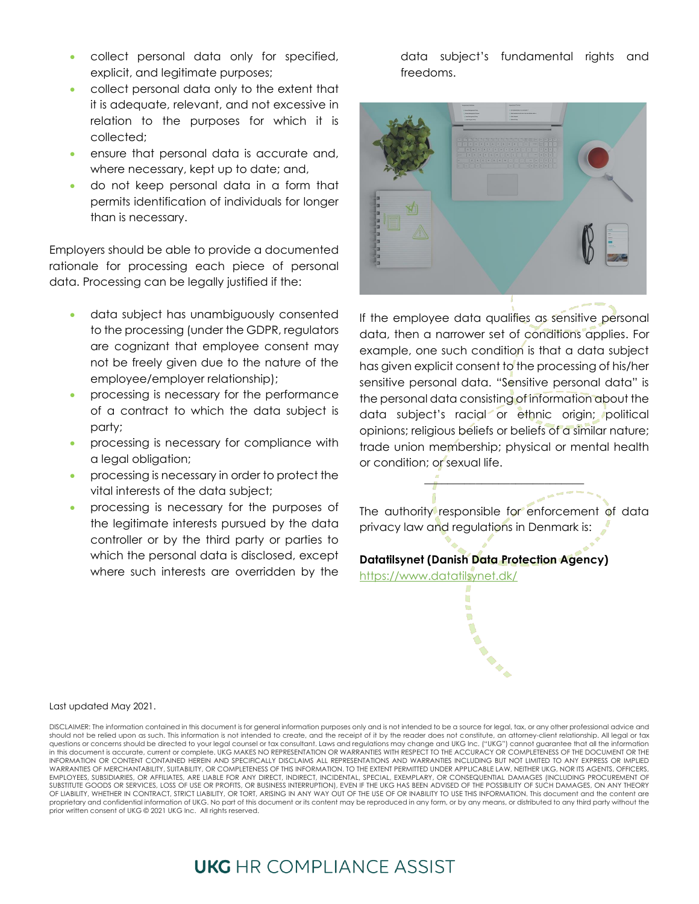- collect personal data only for specified, explicit, and legitimate purposes;
- collect personal data only to the extent that it is adequate, relevant, and not excessive in relation to the purposes for which it is collected;
- ensure that personal data is accurate and, where necessary, kept up to date; and,
- do not keep personal data in a form that permits identification of individuals for longer than is necessary.

Employers should be able to provide a documented rationale for processing each piece of personal data. Processing can be legally justified if the:

- data subject has unambiguously consented to the processing (under the GDPR, regulators are cognizant that employee consent may not be freely given due to the nature of the employee/employer relationship);
- processing is necessary for the performance of a contract to which the data subject is party;
- processing is necessary for compliance with a legal obligation;
- processing is necessary in order to protect the vital interests of the data subject;
- processing is necessary for the purposes of the legitimate interests pursued by the data controller or by the third party or parties to which the personal data is disclosed, except where such interests are overridden by the data subject's fundamental rights and freedoms.

If the employee data qualifies as sensitive personal data, then a narrower set of conditions applies. For example, one such condition is that a data subject has given explicit consent to the processing of his/her sensitive personal data. "Sensitive personal data" is the personal data consisting of information about the data subject's racial or ethnic origin; political opinions; religious beliefs or beliefs of a similar nature; trade union membership; physical or mental health or condition; or sexual life.

---

The authority responsible for enforcement of data privacy law and regulations in Denmark is:

**Datatilsynet (Danish Data Protection Agency)**
https://www.datatilsynet.dk/

Last updated May 2021.

DISCLAIMER: The information contained in this document is for general information purposes only and is not intended to be a source for legal, tax, or any other professional advice and should not be relied upon as such. This information is not intended to create, and the receipt of it by the reader does not constitute, an attorney-client relationship. All legal or tax questions or concerns should be directed to your legal counsel or tax consultant. Laws and regulations may change and UKG Inc. ("UKG") cannot guarantee that all the information in this document is accurate, current or complete. UKG MAKES NO REPRESENTATION OR WARRANTIES WITH RESPECT TO THE ACCURACY OR COMPLETENESS OF THE DOCUMENT OR THE INFORMATION OR CONTENT CONTAINED HEREIN AND SPECIFICALLY DISCLAIMS ALL REPRESENTATIONS AND WARRANTIES INCLUDING BUT NOT LIMITED TO ANY EXPRESS OR IMPLIED WARRANTIES OF MERCHANTABILITY, SUITABILITY, OR COMPLETENESS OF THIS INFORMATION. TO THE EXTENT PERMITTED UNDER APPLICABLE LAW, NEITHER UKG, NOR ITS AGENTS, OFFICERS, EMPLOYEES, SUBSIDIARIES, OR AFFILIATES, ARE LIABLE FOR ANY DIRECT, INDIRECT, INCIDENTAL, SPECIAL, EXEMPLARY, OR CONSEQUENTIAL DAMAGES (INCLUDING PROCUREMENT OF SUBSTITUTE GOODS OR SERVICES, LOSS OF USE OR PROFITS, OR BUSINESS INTERRUPTION), EVEN IF THE UKG HAS BEEN ADVISED OF THE POSSIBILITY OF SUCH DAMAGES, ON ANY THEORY OF LIABILITY, WHETHER IN CONTRACT, STRICT LIABILITY, OR TORT, ARISING IN ANY WAY OUT OF THE USE OF OR INABILITY TO USE THIS INFORMATION. This document and the content are proprietary and confidential information of UKG. No part of this document or its content may be reproduced in any form, or by any means, or distributed to any third party without the prior written consent of UKG © 2021 UKG Inc. All rights reserved.

**UKG** HR COMPLIANCE ASSIST